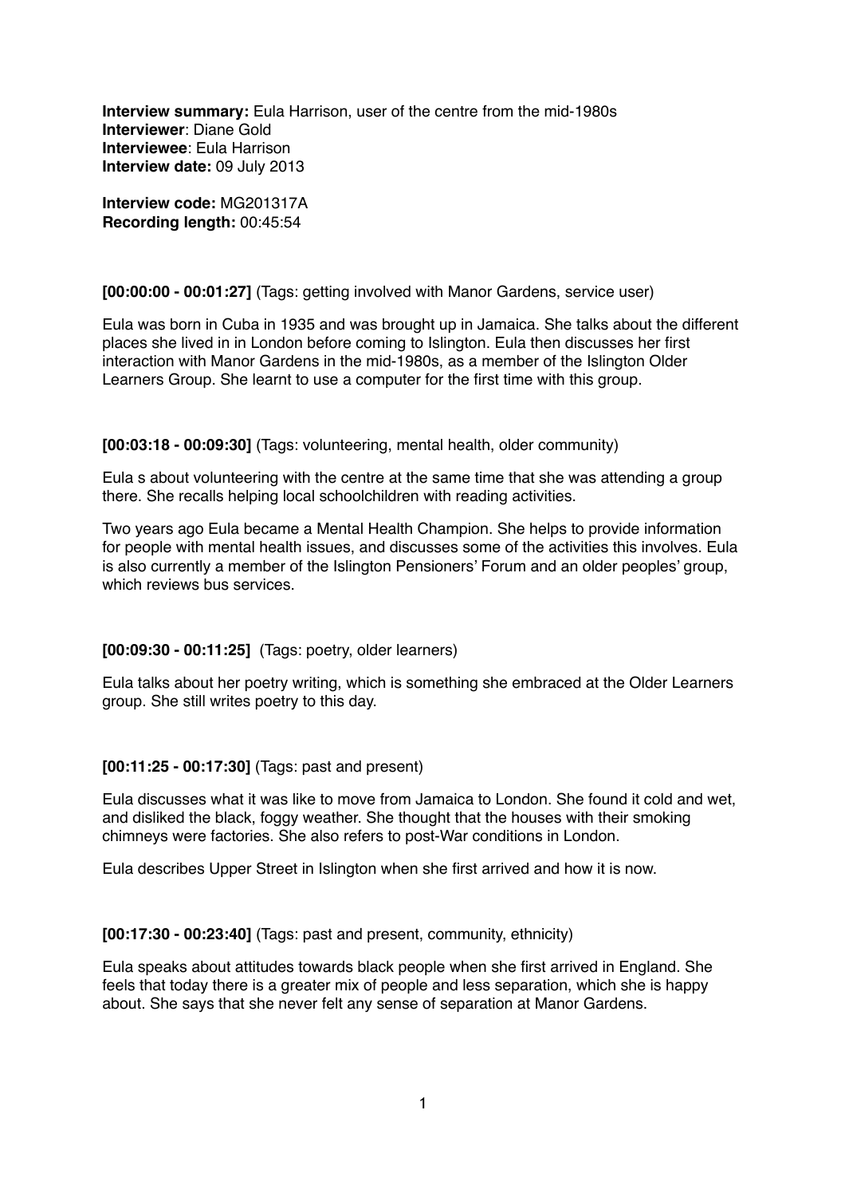**Interview summary:** Eula Harrison, user of the centre from the mid-1980s
**Interviewer**: Diane Gold
**Interviewee**: Eula Harrison
**Interview date:** 09 July 2013

**Interview code:** MG201317A
**Recording length:** 00:45:54

**[00:00:00 - 00:01:27]** (Tags: getting involved with Manor Gardens, service user)

Eula was born in Cuba in 1935 and was brought up in Jamaica. She talks about the different places she lived in in London before coming to Islington. Eula then discusses her first interaction with Manor Gardens in the mid-1980s, as a member of the Islington Older Learners Group. She learnt to use a computer for the first time with this group.

**[00:03:18 - 00:09:30]** (Tags: volunteering, mental health, older community)

Eula s about volunteering with the centre at the same time that she was attending a group there. She recalls helping local schoolchildren with reading activities.

Two years ago Eula became a Mental Health Champion. She helps to provide information for people with mental health issues, and discusses some of the activities this involves. Eula is also currently a member of the Islington Pensioners' Forum and an older peoples' group, which reviews bus services.

**[00:09:30 - 00:11:25]** (Tags: poetry, older learners)

Eula talks about her poetry writing, which is something she embraced at the Older Learners group. She still writes poetry to this day.

**[00:11:25 - 00:17:30]** (Tags: past and present)

Eula discusses what it was like to move from Jamaica to London. She found it cold and wet, and disliked the black, foggy weather. She thought that the houses with their smoking chimneys were factories. She also refers to post-War conditions in London.

Eula describes Upper Street in Islington when she first arrived and how it is now.

**[00:17:30 - 00:23:40]** (Tags: past and present, community, ethnicity)

Eula speaks about attitudes towards black people when she first arrived in England. She feels that today there is a greater mix of people and less separation, which she is happy about. She says that she never felt any sense of separation at Manor Gardens.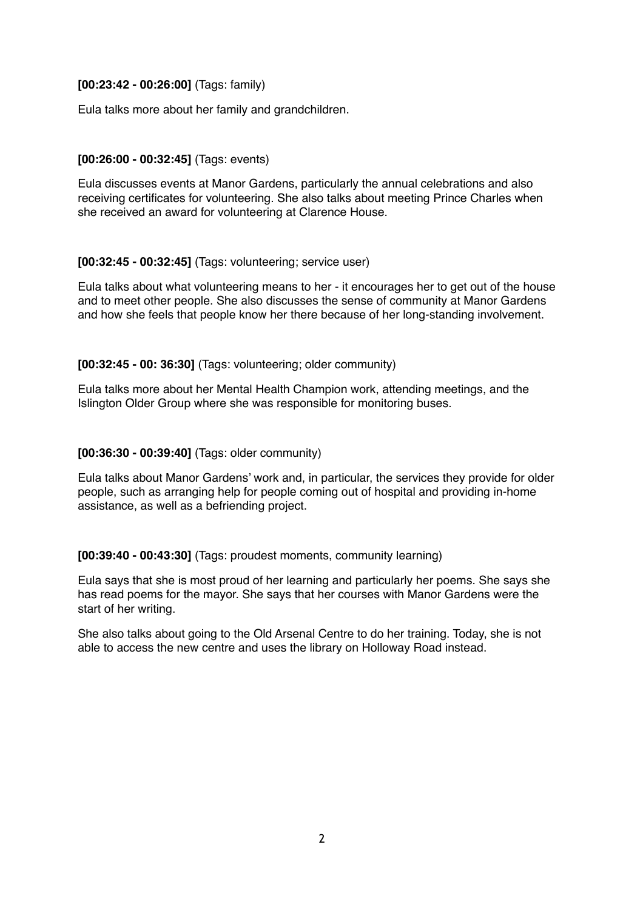**[00:23:42 - 00:26:00]** (Tags: family)

Eula talks more about her family and grandchildren.

**[00:26:00 - 00:32:45]** (Tags: events)

Eula discusses events at Manor Gardens, particularly the annual celebrations and also receiving certificates for volunteering. She also talks about meeting Prince Charles when she received an award for volunteering at Clarence House.

**[00:32:45 - 00:32:45]** (Tags: volunteering; service user)

Eula talks about what volunteering means to her - it encourages her to get out of the house and to meet other people. She also discusses the sense of community at Manor Gardens and how she feels that people know her there because of her long-standing involvement.

**[00:32:45 - 00: 36:30]** (Tags: volunteering; older community)

Eula talks more about her Mental Health Champion work, attending meetings, and the Islington Older Group where she was responsible for monitoring buses.

**[00:36:30 - 00:39:40]** (Tags: older community)

Eula talks about Manor Gardens' work and, in particular, the services they provide for older people, such as arranging help for people coming out of hospital and providing in-home assistance, as well as a befriending project.

**[00:39:40 - 00:43:30]** (Tags: proudest moments, community learning)

Eula says that she is most proud of her learning and particularly her poems. She says she has read poems for the mayor. She says that her courses with Manor Gardens were the start of her writing.

She also talks about going to the Old Arsenal Centre to do her training. Today, she is not able to access the new centre and uses the library on Holloway Road instead.